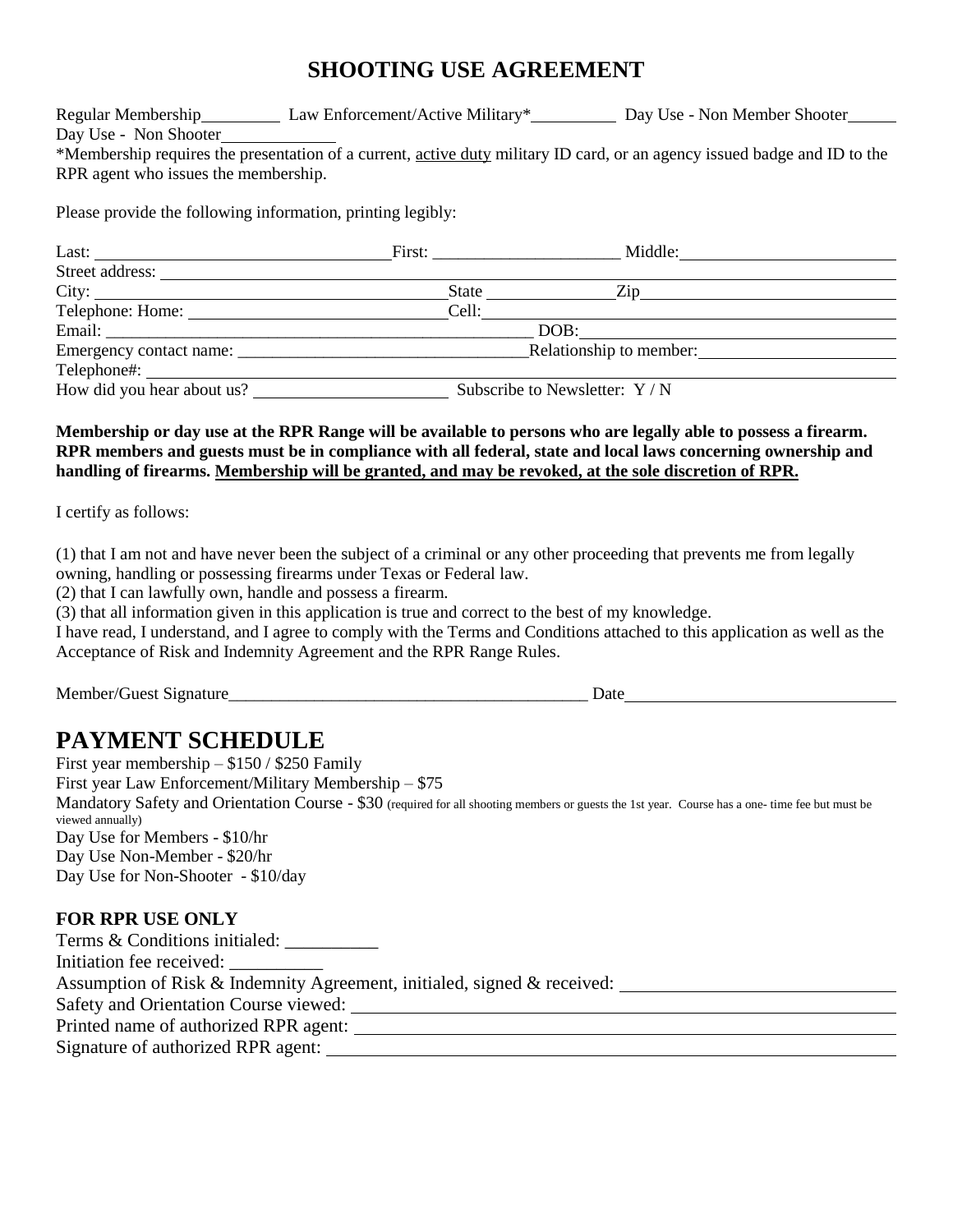# SHOOTING USE AGREEMENT

Regular Membership__________ Law Enforcement/Active Military*__________ Day Use - Non Member Shooter______
Day Use - Non Shooter______________

*Membership requires the presentation of a current, <u>active duty</u> military ID card, or an agency issued badge and ID to the RPR agent who issues the membership.

Please provide the following information, printing legibly:

Last: ________________________________ First: ______________________ Middle: ________________________
Street address: ________________________________________________________________________________
City: ________________________________________ State ______________ Zip ____________________________
Telephone: Home: ____________________________ Cell: ______________________________________________
Email: ___________________________________________________ DOB: ________________________________
Emergency contact name: __________________________________ Relationship to member: ________________
Telephone#: ____________________________________________________________________________________
How did you hear about us? ______________________ Subscribe to Newsletter: Y / N

**Membership or day use at the RPR Range will be available to persons who are legally able to possess a firearm. RPR members and guests must be in compliance with all federal, state and local laws concerning ownership and handling of firearms. <u>Membership will be granted, and may be revoked, at the sole discretion of RPR.</u>**

I certify as follows:

(1) that I am not and have never been the subject of a criminal or any other proceeding that prevents me from legally owning, handling or possessing firearms under Texas or Federal law.
(2) that I can lawfully own, handle and possess a firearm.
(3) that all information given in this application is true and correct to the best of my knowledge.
I have read, I understand, and I agree to comply with the Terms and Conditions attached to this application as well as the Acceptance of Risk and Indemnity Agreement and the RPR Range Rules.

Member/Guest Signature___________________________________________ Date______________________________

# PAYMENT SCHEDULE

First year membership – $150 / $250 Family
First year Law Enforcement/Military Membership – $75
Mandatory Safety and Orientation Course - $30 (required for all shooting members or guests the 1st year. Course has a one- time fee but must be viewed annually)
Day Use for Members - $10/hr
Day Use Non-Member - $20/hr
Day Use for Non-Shooter - $10/day

### FOR RPR USE ONLY

Terms & Conditions initialed: __________
Initiation fee received: __________
Assumption of Risk & Indemnity Agreement, initialed, signed & received: ______________________________
Safety and Orientation Course viewed: ______________________________________________________
Printed name of authorized RPR agent: ______________________________________________________
Signature of authorized RPR agent: _________________________________________________________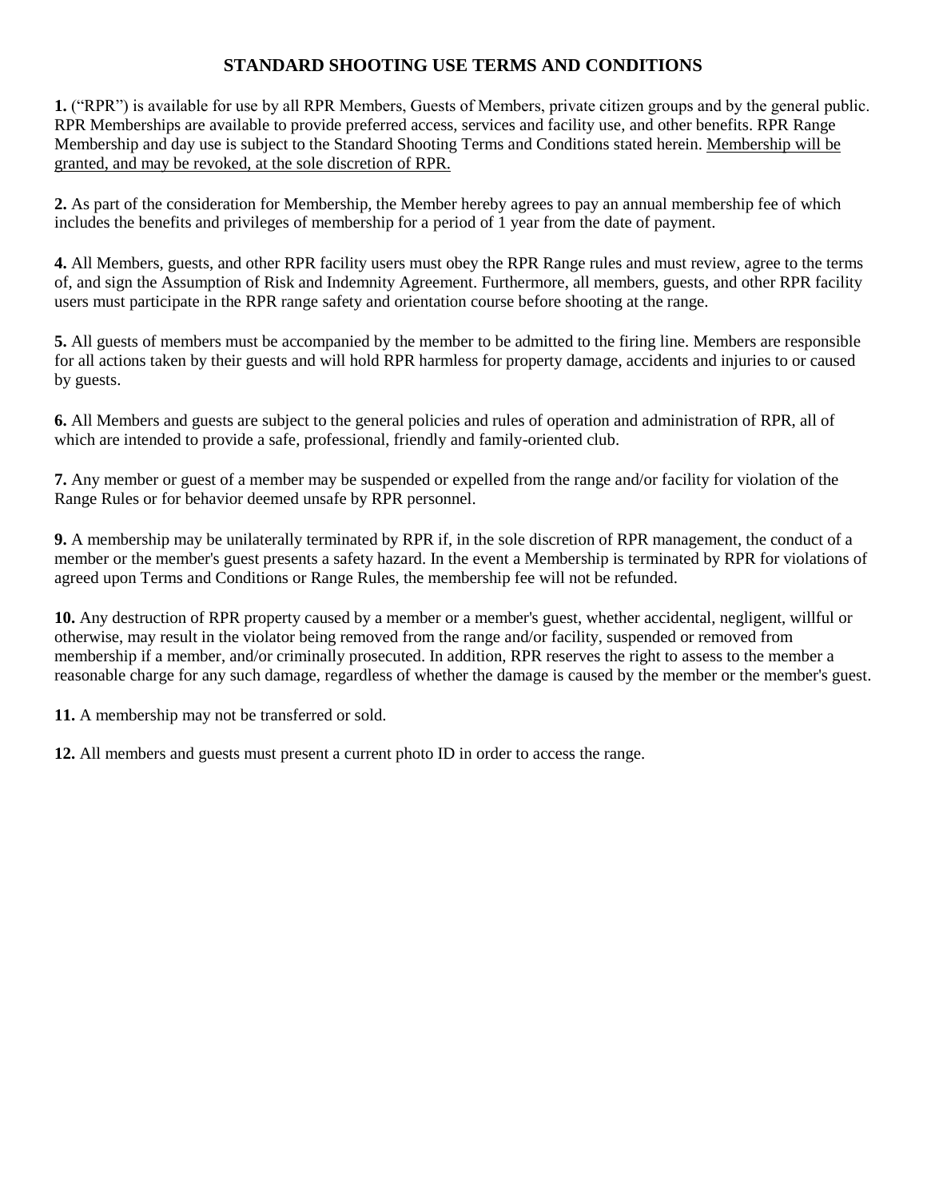# STANDARD SHOOTING USE TERMS AND CONDITIONS

**1.** (“RPR”) is available for use by all RPR Members, Guests of Members, private citizen groups and by the general public. RPR Memberships are available to provide preferred access, services and facility use, and other benefits. RPR Range Membership and day use is subject to the Standard Shooting Terms and Conditions stated herein. <u>Membership will be granted, and may be revoked, at the sole discretion of RPR.</u>

**2.** As part of the consideration for Membership, the Member hereby agrees to pay an annual membership fee of which includes the benefits and privileges of membership for a period of 1 year from the date of payment.

**4.** All Members, guests, and other RPR facility users must obey the RPR Range rules and must review, agree to the terms of, and sign the Assumption of Risk and Indemnity Agreement. Furthermore, all members, guests, and other RPR facility users must participate in the RPR range safety and orientation course before shooting at the range.

**5.** All guests of members must be accompanied by the member to be admitted to the firing line. Members are responsible for all actions taken by their guests and will hold RPR harmless for property damage, accidents and injuries to or caused by guests.

**6.** All Members and guests are subject to the general policies and rules of operation and administration of RPR, all of which are intended to provide a safe, professional, friendly and family-oriented club.

**7.** Any member or guest of a member may be suspended or expelled from the range and/or facility for violation of the Range Rules or for behavior deemed unsafe by RPR personnel.

**9.** A membership may be unilaterally terminated by RPR if, in the sole discretion of RPR management, the conduct of a member or the member's guest presents a safety hazard. In the event a Membership is terminated by RPR for violations of agreed upon Terms and Conditions or Range Rules, the membership fee will not be refunded.

**10.** Any destruction of RPR property caused by a member or a member's guest, whether accidental, negligent, willful or otherwise, may result in the violator being removed from the range and/or facility, suspended or removed from membership if a member, and/or criminally prosecuted. In addition, RPR reserves the right to assess to the member a reasonable charge for any such damage, regardless of whether the damage is caused by the member or the member's guest.

**11.** A membership may not be transferred or sold.

**12.** All members and guests must present a current photo ID in order to access the range.